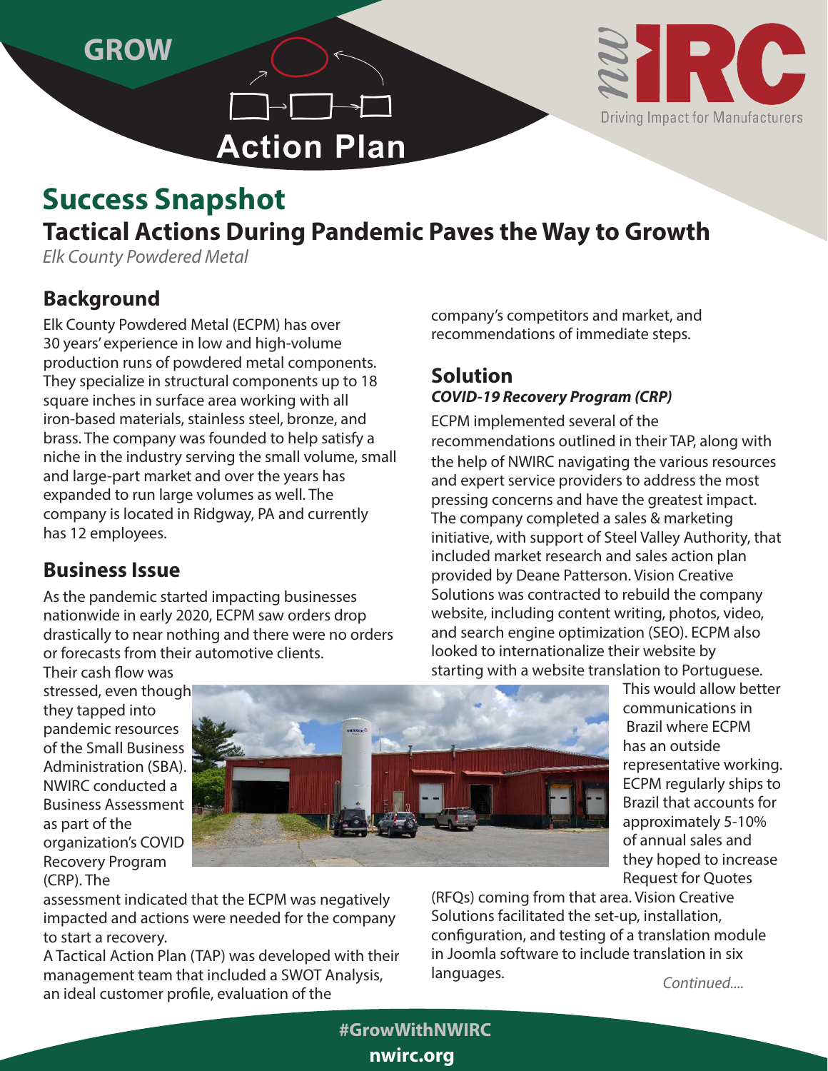GROW

Action Plan

nwIRC Driving Impact for Manufacturers

# Success Snapshot

## Tactical Actions During Pandemic Paves the Way to Growth

*Elk County Powdered Metal*

## Background

Elk County Powdered Metal (ECPM) has over 30 years' experience in low and high-volume production runs of powdered metal components. They specialize in structural components up to 18 square inches in surface area working with all iron-based materials, stainless steel, bronze, and brass. The company was founded to help satisfy a niche in the industry serving the small volume, small and large-part market and over the years has expanded to run large volumes as well. The company is located in Ridgway, PA and currently has 12 employees.

## Business Issue

As the pandemic started impacting businesses nationwide in early 2020, ECPM saw orders drop drastically to near nothing and there were no orders or forecasts from their automotive clients. Their cash flow was stressed, even though they tapped into pandemic resources of the Small Business Administration (SBA). NWIRC conducted a Business Assessment as part of the organization's COVID Recovery Program (CRP). The assessment indicated that the ECPM was negatively impacted and actions were needed for the company to start a recovery.

A Tactical Action Plan (TAP) was developed with their management team that included a SWOT Analysis, an ideal customer profile, evaluation of the company's competitors and market, and recommendations of immediate steps.

## Solution

***COVID-19 Recovery Program (CRP)***

ECPM implemented several of the recommendations outlined in their TAP, along with the help of NWIRC navigating the various resources and expert service providers to address the most pressing concerns and have the greatest impact. The company completed a sales & marketing initiative, with support of Steel Valley Authority, that included market research and sales action plan provided by Deane Patterson. Vision Creative Solutions was contracted to rebuild the company website, including content writing, photos, video, and search engine optimization (SEO). ECPM also looked to internationalize their website by starting with a website translation to Portuguese. This would allow better communications in Brazil where ECPM has an outside representative working. ECPM regularly ships to Brazil that accounts for approximately 5-10% of annual sales and they hoped to increase Request for Quotes (RFQs) coming from that area. Vision Creative Solutions facilitated the set-up, installation, configuration, and testing of a translation module in Joomla software to include translation in six languages.

*Continued....*

#GrowWithNWIRC
nwirc.org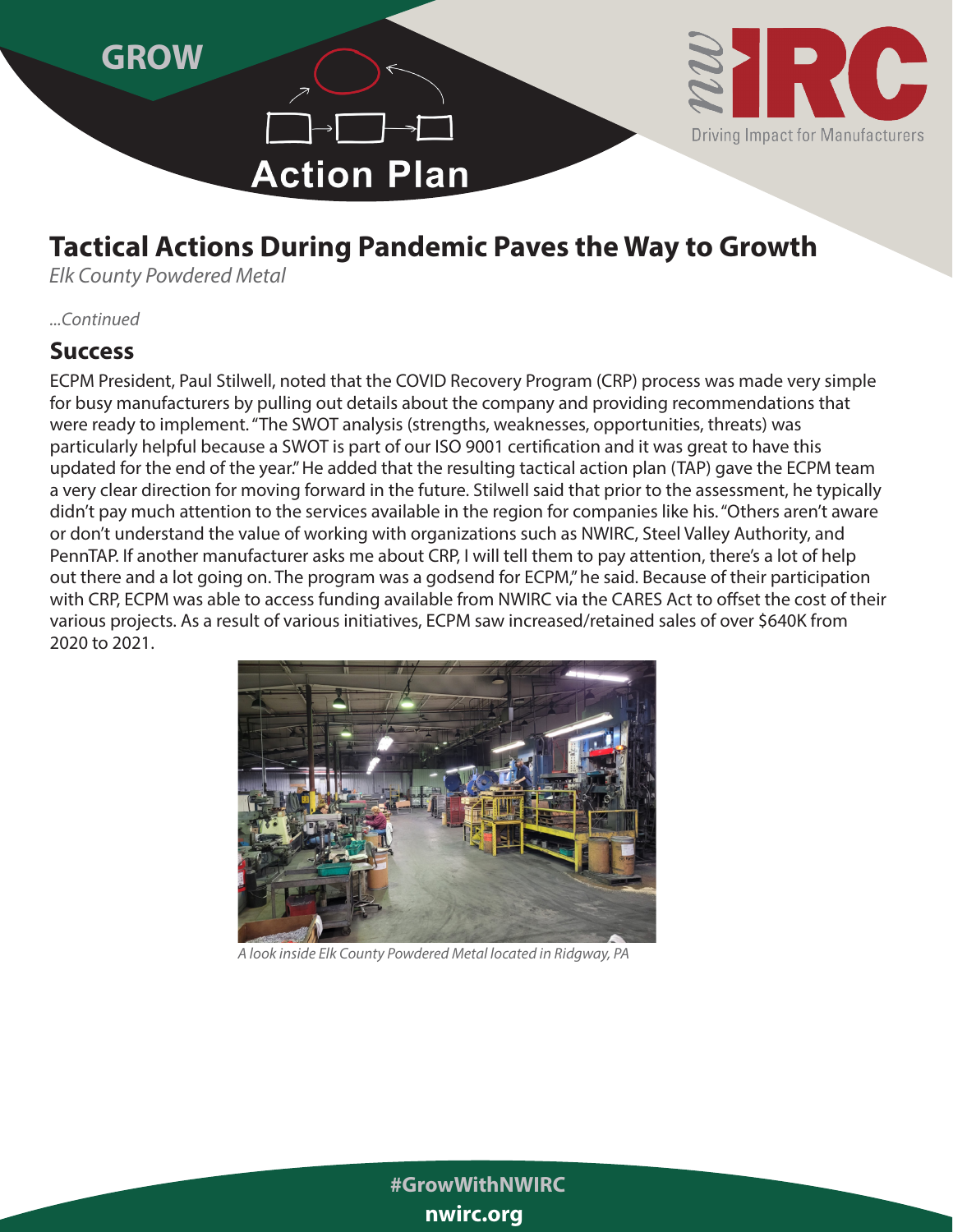GROW

Action Plan

Driving Impact for Manufacturers

# Tactical Actions During Pandemic Paves the Way to Growth

*Elk County Powdered Metal*

*...Continued*

## Success

ECPM President, Paul Stilwell, noted that the COVID Recovery Program (CRP) process was made very simple for busy manufacturers by pulling out details about the company and providing recommendations that were ready to implement. "The SWOT analysis (strengths, weaknesses, opportunities, threats) was particularly helpful because a SWOT is part of our ISO 9001 certification and it was great to have this updated for the end of the year." He added that the resulting tactical action plan (TAP) gave the ECPM team a very clear direction for moving forward in the future. Stilwell said that prior to the assessment, he typically didn't pay much attention to the services available in the region for companies like his. "Others aren't aware or don't understand the value of working with organizations such as NWIRC, Steel Valley Authority, and PennTAP. If another manufacturer asks me about CRP, I will tell them to pay attention, there's a lot of help out there and a lot going on. The program was a godsend for ECPM," he said. Because of their participation with CRP, ECPM was able to access funding available from NWIRC via the CARES Act to offset the cost of their various projects. As a result of various initiatives, ECPM saw increased/retained sales of over $640K from 2020 to 2021.

*A look inside Elk County Powdered Metal located in Ridgway, PA*

**#GrowWithNWIRC**
**nwirc.org**